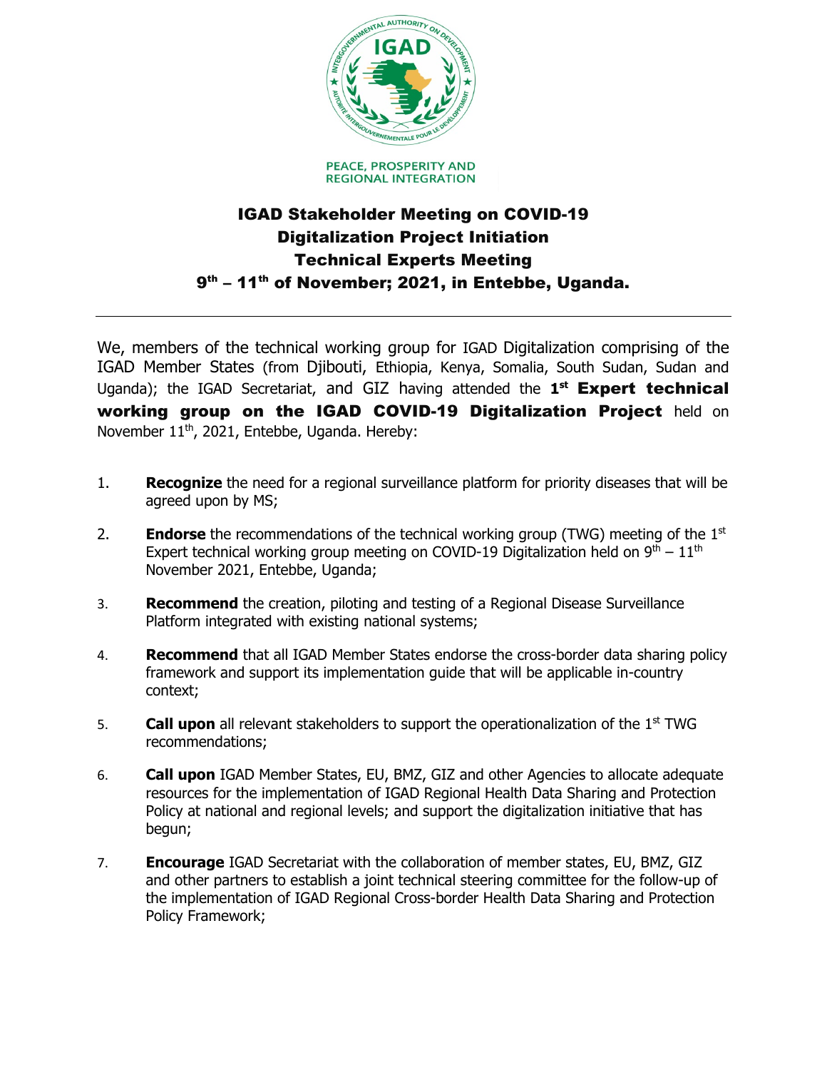PEACE, PROSPERITY AND REGIONAL INTEGRATION

# IGAD Stakeholder Meeting on COVID-19 Digitalization Project Initiation Technical Experts Meeting 9th – 11th of November; 2021, in Entebbe, Uganda.

---

We, members of the technical working group for IGAD Digitalization comprising of the IGAD Member States (from Djibouti, Ethiopia, Kenya, Somalia, South Sudan, Sudan and Uganda); the IGAD Secretariat, and GIZ having attended the **1st Expert technical working group on the IGAD COVID-19 Digitalization Project** held on November 11th, 2021, Entebbe, Uganda. Hereby:

1. **Recognize** the need for a regional surveillance platform for priority diseases that will be agreed upon by MS;
2. **Endorse** the recommendations of the technical working group (TWG) meeting of the 1st Expert technical working group meeting on COVID-19 Digitalization held on 9th – 11th November 2021, Entebbe, Uganda;
3. **Recommend** the creation, piloting and testing of a Regional Disease Surveillance Platform integrated with existing national systems;
4. **Recommend** that all IGAD Member States endorse the cross-border data sharing policy framework and support its implementation guide that will be applicable in-country context;
5. **Call upon** all relevant stakeholders to support the operationalization of the 1st TWG recommendations;
6. **Call upon** IGAD Member States, EU, BMZ, GIZ and other Agencies to allocate adequate resources for the implementation of IGAD Regional Health Data Sharing and Protection Policy at national and regional levels; and support the digitalization initiative that has begun;
7. **Encourage** IGAD Secretariat with the collaboration of member states, EU, BMZ, GIZ and other partners to establish a joint technical steering committee for the follow-up of the implementation of IGAD Regional Cross-border Health Data Sharing and Protection Policy Framework;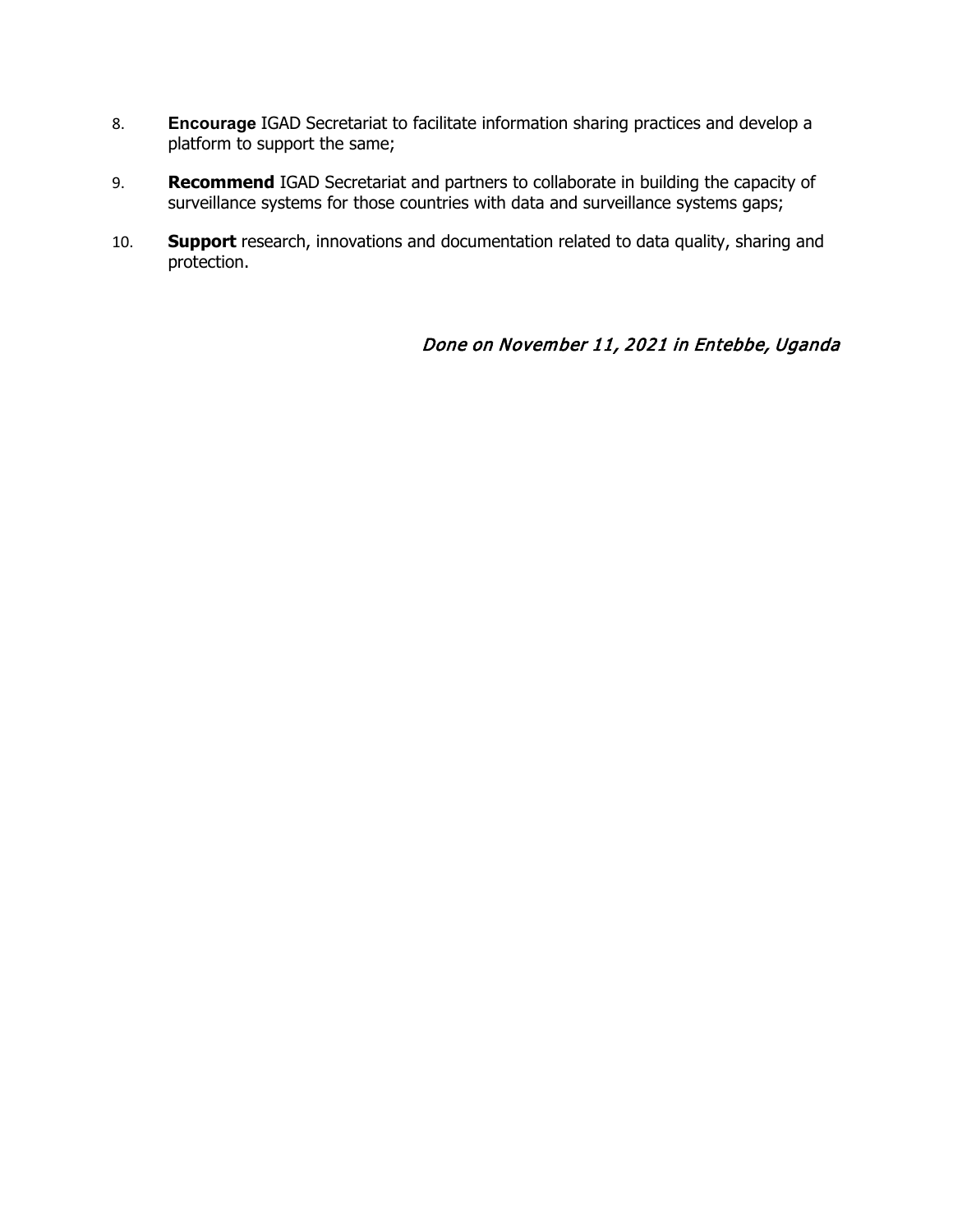8. **Encourage** IGAD Secretariat to facilitate information sharing practices and develop a platform to support the same;

9. **Recommend** IGAD Secretariat and partners to collaborate in building the capacity of surveillance systems for those countries with data and surveillance systems gaps;

10. **Support** research, innovations and documentation related to data quality, sharing and protection.

*Done on November 11, 2021 in Entebbe, Uganda*